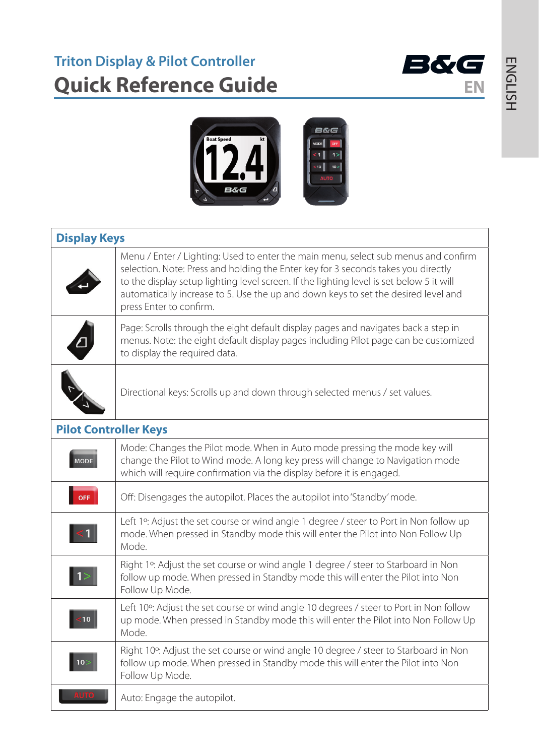# Triton Display & Pilot Controller

## Quick Reference Guide

B&G

EN

ENGLISH

| Display Keys | |
|---|---|
| | Menu / Enter / Lighting: Used to enter the main menu, select sub menus and confirm selection. Note: Press and holding the Enter key for 3 seconds takes you directly to the display setup lighting level screen. If the lighting level is set below 5 it will automatically increase to 5. Use the up and down keys to set the desired level and press Enter to confirm. |
| | Page: Scrolls through the eight default display pages and navigates back a step in menus. Note: the eight default display pages including Pilot page can be customized to display the required data. |
| | Directional keys: Scrolls up and down through selected menus / set values. |
| **Pilot Controller Keys** | |
| MODE | Mode: Changes the Pilot mode. When in Auto mode pressing the mode key will change the Pilot to Wind mode. A long key press will change to Navigation mode which will require confirmation via the display before it is engaged. |
| OFF | Off: Disengages the autopilot. Places the autopilot into 'Standby' mode. |
| < 1 | Left 1º: Adjust the set course or wind angle 1 degree / steer to Port in Non follow up mode. When pressed in Standby mode this will enter the Pilot into Non Follow Up Mode. |
| 1 > | Right 1º: Adjust the set course or wind angle 1 degree / steer to Starboard in Non follow up mode. When pressed in Standby mode this will enter the Pilot into Non Follow Up Mode. |
| < 10 | Left 10º: Adjust the set course or wind angle 10 degrees / steer to Port in Non follow up mode. When pressed in Standby mode this will enter the Pilot into Non Follow Up Mode. |
| 10 > | Right 10º: Adjust the set course or wind angle 10 degree / steer to Starboard in Non follow up mode. When pressed in Standby mode this will enter the Pilot into Non Follow Up Mode. |
| AUTO | Auto: Engage the autopilot. |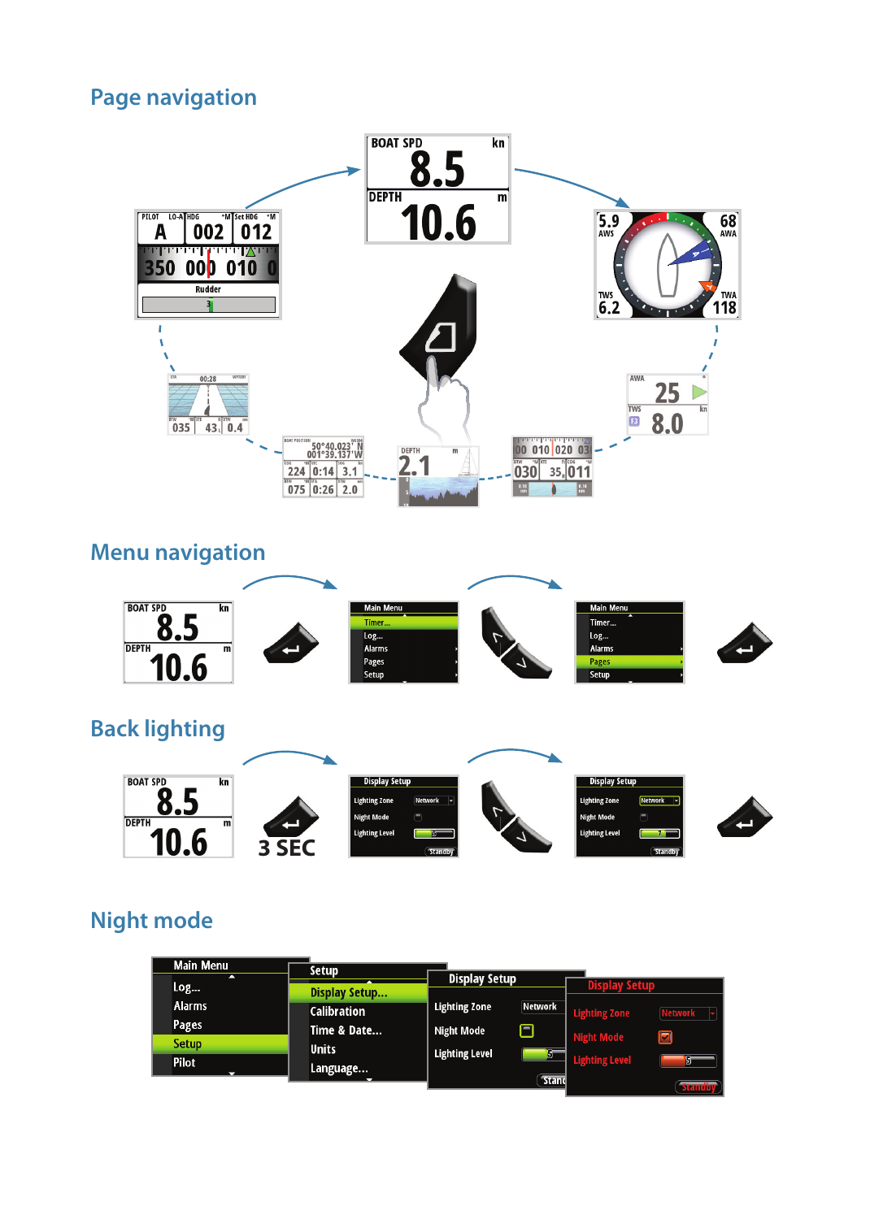## Page navigation

## Menu navigation

## Back lighting

## Night mode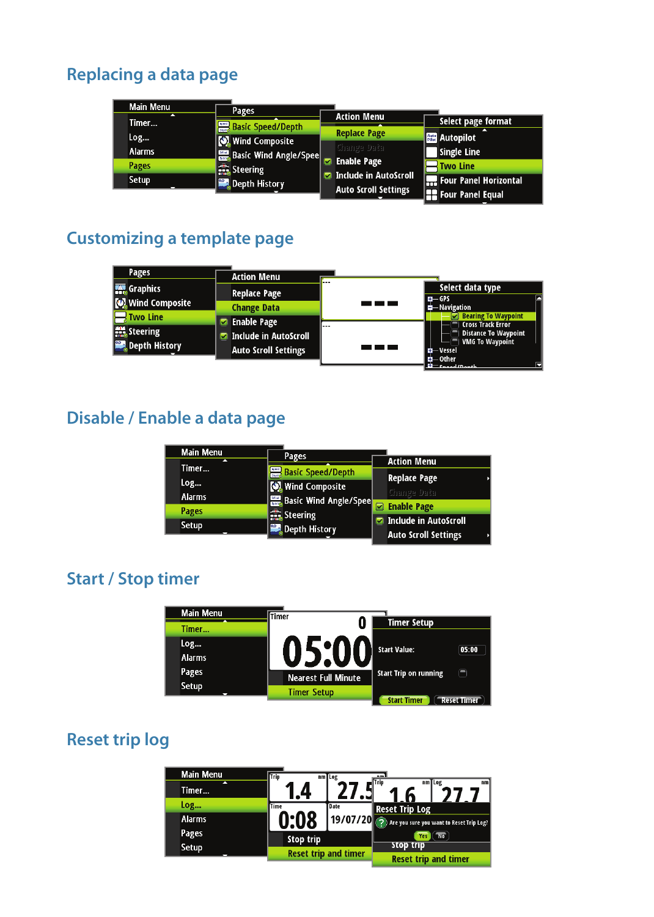## Replacing a data page

Main Menu: Timer... / Log... / Alarms / Pages / Setup

Pages: Basic Speed/Depth / Wind Composite / Basic Wind Angle/Spee / Steering / Depth History

Action Menu: Replace Page / Change Data / Enable Page / Include in AutoScroll / Auto Scroll Settings

Select page format: Autopilot / Single Line / Two Line / Four Panel Horizontal / Four Panel Equal

## Customizing a template page

Pages: Graphics / Wind Composite / Two Line / Steering / Depth History

Action Menu: Replace Page / Change Data / Enable Page / Include in AutoScroll / Auto Scroll Settings

Select data type: GPS / Navigation / Bearing To Waypoint / Cross Track Error / Distance To Waypoint / VMG To Waypoint / Vessel / Other / Speed/Depth

## Disable / Enable a data page

Main Menu: Timer... / Log... / Alarms / Pages / Setup

Pages: Basic Speed/Depth / Wind Composite / Basic Wind Angle/Spee / Steering / Depth History

Action Menu: Replace Page / Change Data / Enable Page / Include in AutoScroll / Auto Scroll Settings

## Start / Stop timer

Main Menu: Timer... / Log... / Alarms / Pages / Setup

Timer 0 05:00 — Nearest Full Minute / Timer Setup

Timer Setup: Start Value: 05:00 / Start Trip on running / Start Timer / Reset Timer

## Reset trip log

Main Menu: Timer... / Log... / Alarms / Pages / Setup

Trip 1.4 nm / Log 27.5 / Time 0:08 / Date 19/07/20 — Stop trip / Reset trip and timer

Trip 1.6 nm / Log 27.7 nm — Reset Trip Log: Are you sure you want to Reset Trip Log? Yes / No — Stop trip / Reset trip and timer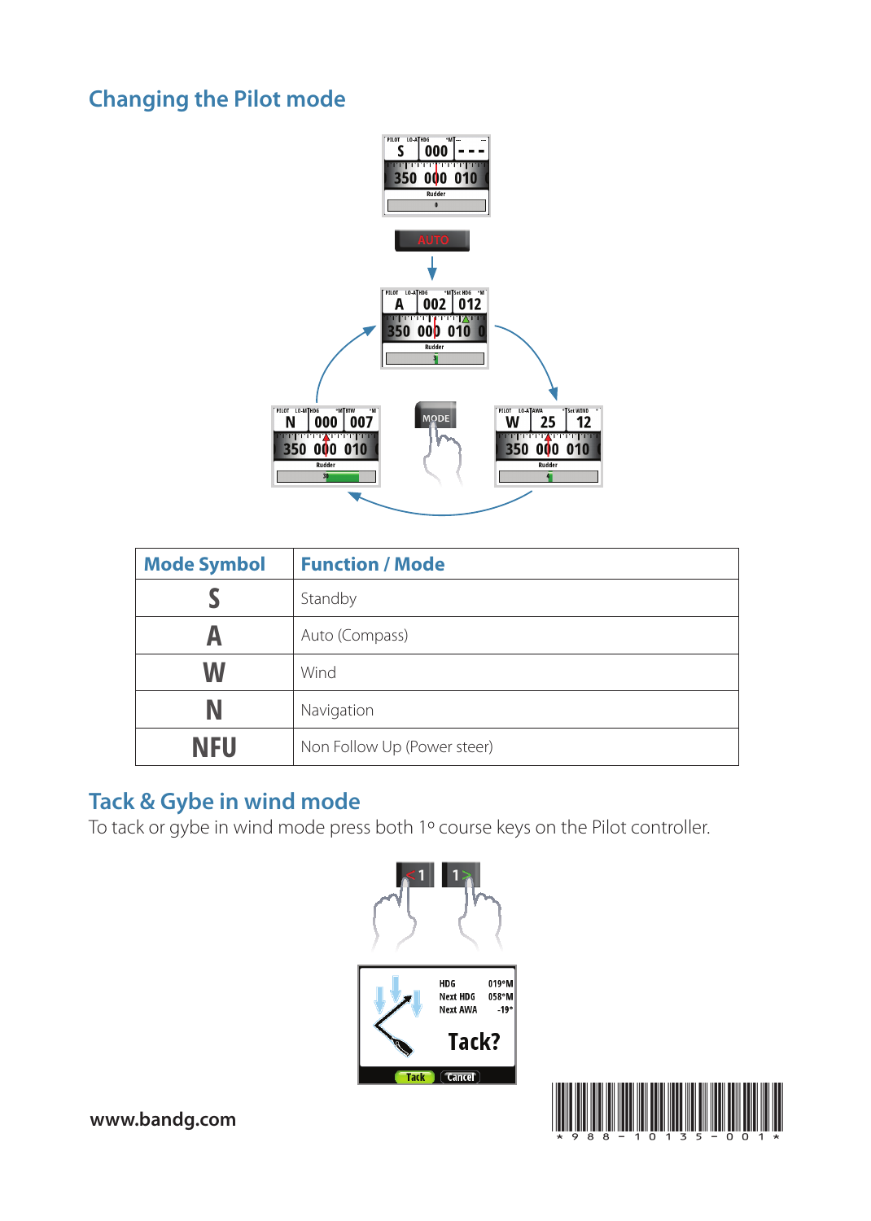## Changing the Pilot mode

| Mode Symbol | Function / Mode |
|---|---|
| S | Standby |
| A | Auto (Compass) |
| W | Wind |
| N | Navigation |
| NFU | Non Follow Up (Power steer) |

## Tack & Gybe in wind mode

To tack or gybe in wind mode press both 1° course keys on the Pilot controller.

www.bandg.com